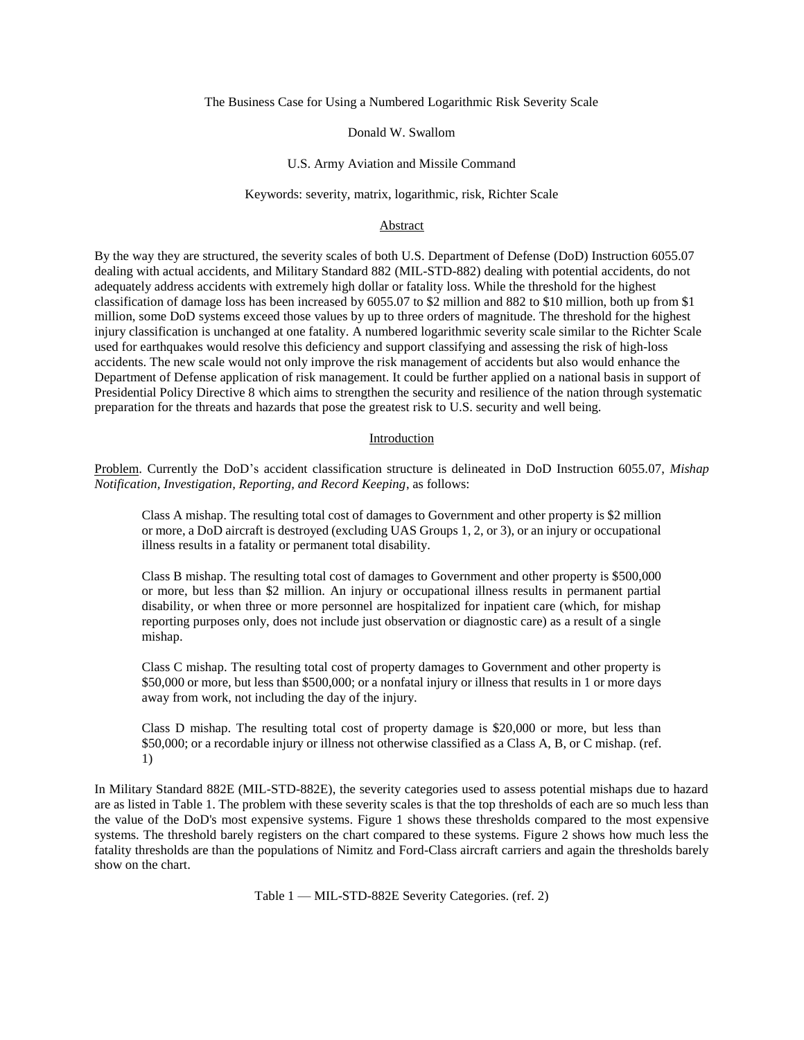# The Business Case for Using a Numbered Logarithmic Risk Severity Scale

Donald W. Swallom

U.S. Army Aviation and Missile Command

Keywords: severity, matrix, logarithmic, risk, Richter Scale

## Abstract

By the way they are structured, the severity scales of both U.S. Department of Defense (DoD) Instruction 6055.07 dealing with actual accidents, and Military Standard 882 (MIL-STD-882) dealing with potential accidents, do not adequately address accidents with extremely high dollar or fatality loss. While the threshold for the highest classification of damage loss has been increased by 6055.07 to $2 million and 882 to $10 million, both up from $1 million, some DoD systems exceed those values by up to three orders of magnitude. The threshold for the highest injury classification is unchanged at one fatality. A numbered logarithmic severity scale similar to the Richter Scale used for earthquakes would resolve this deficiency and support classifying and assessing the risk of high-loss accidents. The new scale would not only improve the risk management of accidents but also would enhance the Department of Defense application of risk management. It could be further applied on a national basis in support of Presidential Policy Directive 8 which aims to strengthen the security and resilience of the nation through systematic preparation for the threats and hazards that pose the greatest risk to U.S. security and well being.

## Introduction

Problem. Currently the DoD's accident classification structure is delineated in DoD Instruction 6055.07, *Mishap Notification, Investigation, Reporting, and Record Keeping*, as follows:

> Class A mishap. The resulting total cost of damages to Government and other property is $2 million or more, a DoD aircraft is destroyed (excluding UAS Groups 1, 2, or 3), or an injury or occupational illness results in a fatality or permanent total disability.
>
> Class B mishap. The resulting total cost of damages to Government and other property is $500,000 or more, but less than $2 million. An injury or occupational illness results in permanent partial disability, or when three or more personnel are hospitalized for inpatient care (which, for mishap reporting purposes only, does not include just observation or diagnostic care) as a result of a single mishap.
>
> Class C mishap. The resulting total cost of property damages to Government and other property is $50,000 or more, but less than $500,000; or a nonfatal injury or illness that results in 1 or more days away from work, not including the day of the injury.
>
> Class D mishap. The resulting total cost of property damage is $20,000 or more, but less than $50,000; or a recordable injury or illness not otherwise classified as a Class A, B, or C mishap. (ref. 1)

In Military Standard 882E (MIL-STD-882E), the severity categories used to assess potential mishaps due to hazard are as listed in Table 1. The problem with these severity scales is that the top thresholds of each are so much less than the value of the DoD's most expensive systems. Figure 1 shows these thresholds compared to the most expensive systems. The threshold barely registers on the chart compared to these systems. Figure 2 shows how much less the fatality thresholds are than the populations of Nimitz and Ford-Class aircraft carriers and again the thresholds barely show on the chart.

Table 1 — MIL-STD-882E Severity Categories. (ref. 2)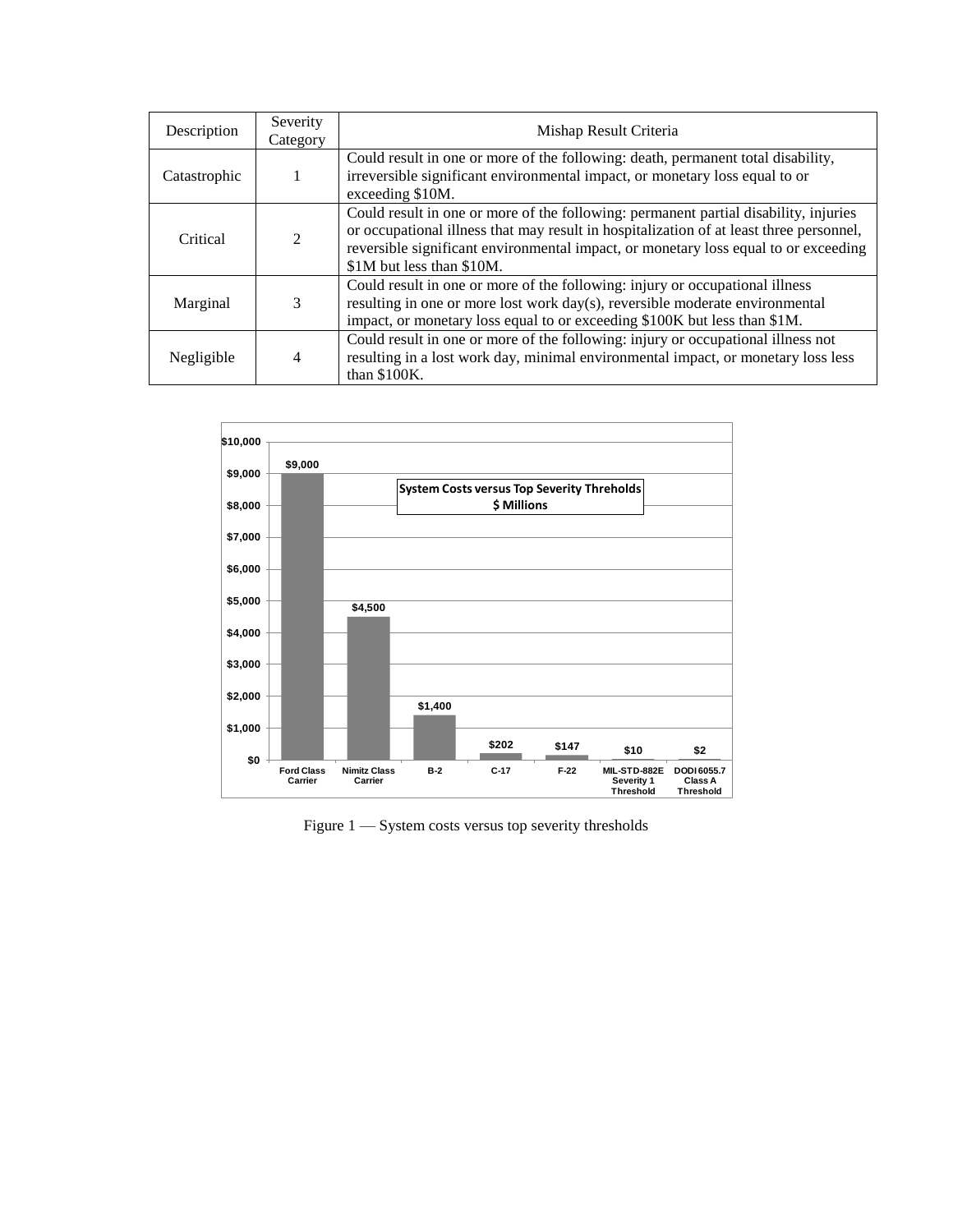| Description | Severity Category | Mishap Result Criteria |
|---|---|---|
| Catastrophic | 1 | Could result in one or more of the following: death, permanent total disability, irreversible significant environmental impact, or monetary loss equal to or exceeding $10M. |
| Critical | 2 | Could result in one or more of the following: permanent partial disability, injuries or occupational illness that may result in hospitalization of at least three personnel, reversible significant environmental impact, or monetary loss equal to or exceeding $1M but less than $10M. |
| Marginal | 3 | Could result in one or more of the following: injury or occupational illness resulting in one or more lost work day(s), reversible moderate environmental impact, or monetary loss equal to or exceeding $100K but less than $1M. |
| Negligible | 4 | Could result in one or more of the following: injury or occupational illness not resulting in a lost work day, minimal environmental impact, or monetary loss less than $100K. |

**System Costs versus Top Severity Threholds**
**$ Millions**

| System | Cost ($ Millions) |
|---|---|
| Ford Class Carrier | $9,000 |
| Nimitz Class Carrier | $4,500 |
| B-2 | $1,400 |
| C-17 | $202 |
| F-22 | $147 |
| MIL-STD-882E Severity 1 Threshold | $10 |
| DODI 6055.7 Class A Threshold | $2 |

Figure 1 — System costs versus top severity thresholds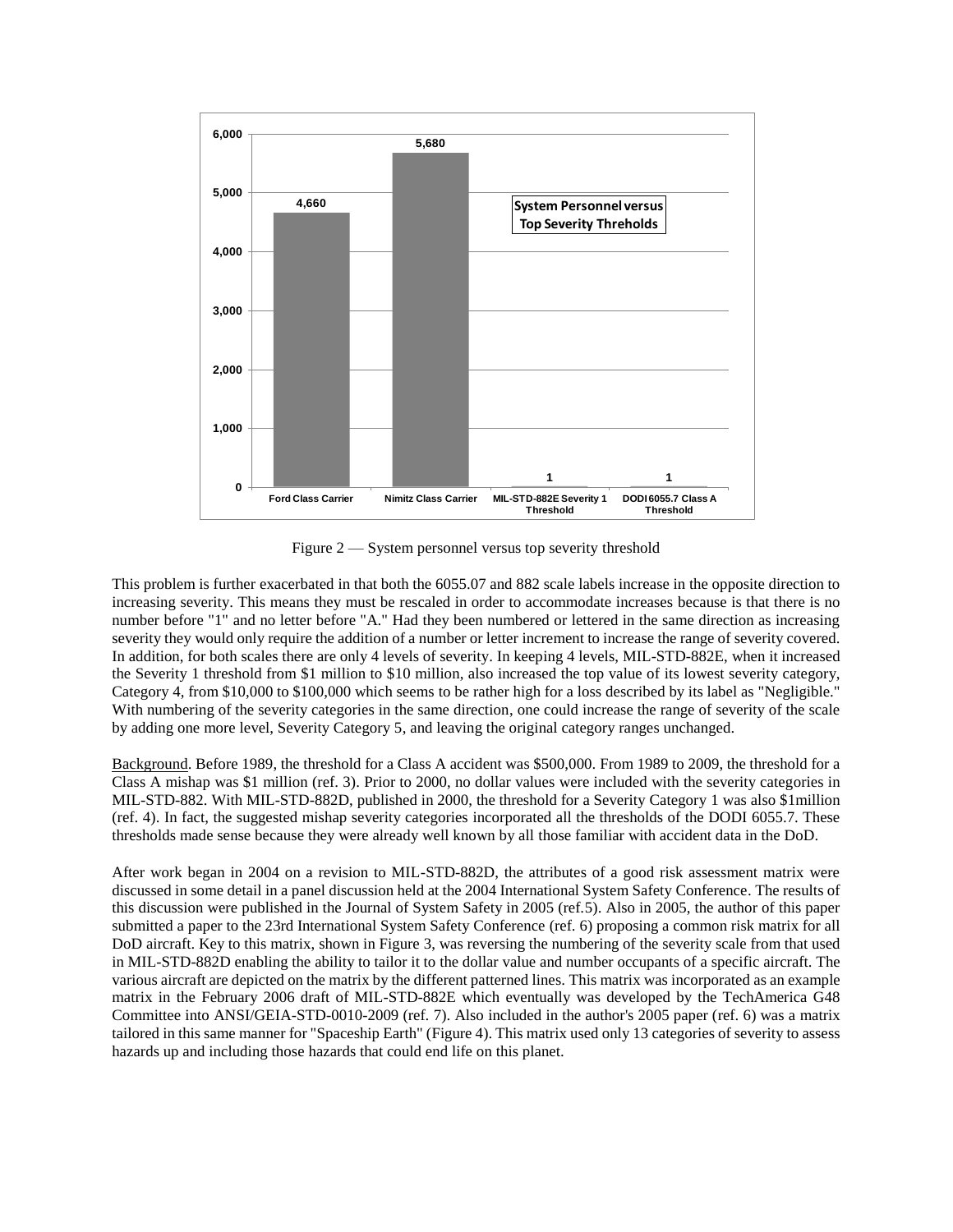Figure 2 — System personnel versus top severity threshold

This problem is further exacerbated in that both the 6055.07 and 882 scale labels increase in the opposite direction to increasing severity. This means they must be rescaled in order to accommodate increases because is that there is no number before "1" and no letter before "A." Had they been numbered or lettered in the same direction as increasing severity they would only require the addition of a number or letter increment to increase the range of severity covered. In addition, for both scales there are only 4 levels of severity. In keeping 4 levels, MIL-STD-882E, when it increased the Severity 1 threshold from $1 million to $10 million, also increased the top value of its lowest severity category, Category 4, from $10,000 to $100,000 which seems to be rather high for a loss described by its label as "Negligible." With numbering of the severity categories in the same direction, one could increase the range of severity of the scale by adding one more level, Severity Category 5, and leaving the original category ranges unchanged.

Background. Before 1989, the threshold for a Class A accident was $500,000. From 1989 to 2009, the threshold for a Class A mishap was $1 million (ref. 3). Prior to 2000, no dollar values were included with the severity categories in MIL-STD-882. With MIL-STD-882D, published in 2000, the threshold for a Severity Category 1 was also $1million (ref. 4). In fact, the suggested mishap severity categories incorporated all the thresholds of the DODI 6055.7. These thresholds made sense because they were already well known by all those familiar with accident data in the DoD.

After work began in 2004 on a revision to MIL-STD-882D, the attributes of a good risk assessment matrix were discussed in some detail in a panel discussion held at the 2004 International System Safety Conference. The results of this discussion were published in the Journal of System Safety in 2005 (ref.5). Also in 2005, the author of this paper submitted a paper to the 23rd International System Safety Conference (ref. 6) proposing a common risk matrix for all DoD aircraft. Key to this matrix, shown in Figure 3, was reversing the numbering of the severity scale from that used in MIL-STD-882D enabling the ability to tailor it to the dollar value and number occupants of a specific aircraft. The various aircraft are depicted on the matrix by the different patterned lines. This matrix was incorporated as an example matrix in the February 2006 draft of MIL-STD-882E which eventually was developed by the TechAmerica G48 Committee into ANSI/GEIA-STD-0010-2009 (ref. 7). Also included in the author's 2005 paper (ref. 6) was a matrix tailored in this same manner for "Spaceship Earth" (Figure 4). This matrix used only 13 categories of severity to assess hazards up and including those hazards that could end life on this planet.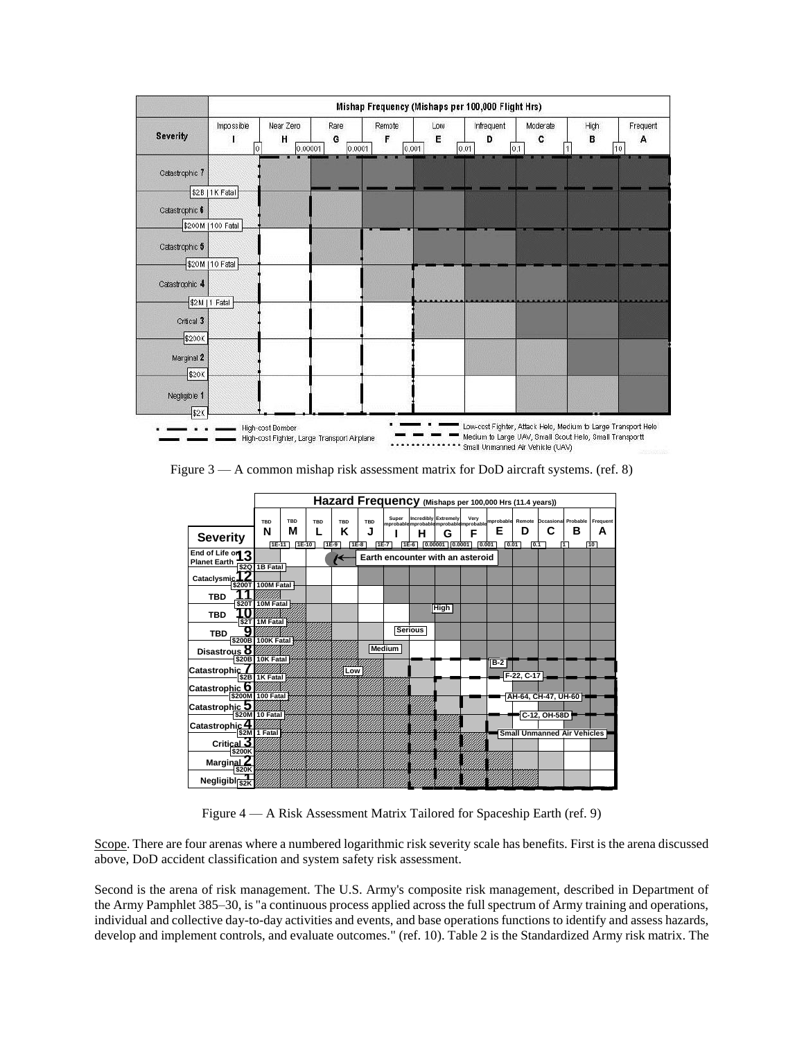Figure 3 — A common mishap risk assessment matrix for DoD aircraft systems. (ref. 8)

Figure 4 — A Risk Assessment Matrix Tailored for Spaceship Earth (ref. 9)

Scope. There are four arenas where a numbered logarithmic risk severity scale has benefits. First is the arena discussed above, DoD accident classification and system safety risk assessment.

Second is the arena of risk management. The U.S. Army's composite risk management, described in Department of the Army Pamphlet 385–30, is "a continuous process applied across the full spectrum of Army training and operations, individual and collective day-to-day activities and events, and base operations functions to identify and assess hazards, develop and implement controls, and evaluate outcomes." (ref. 10). Table 2 is the Standardized Army risk matrix. The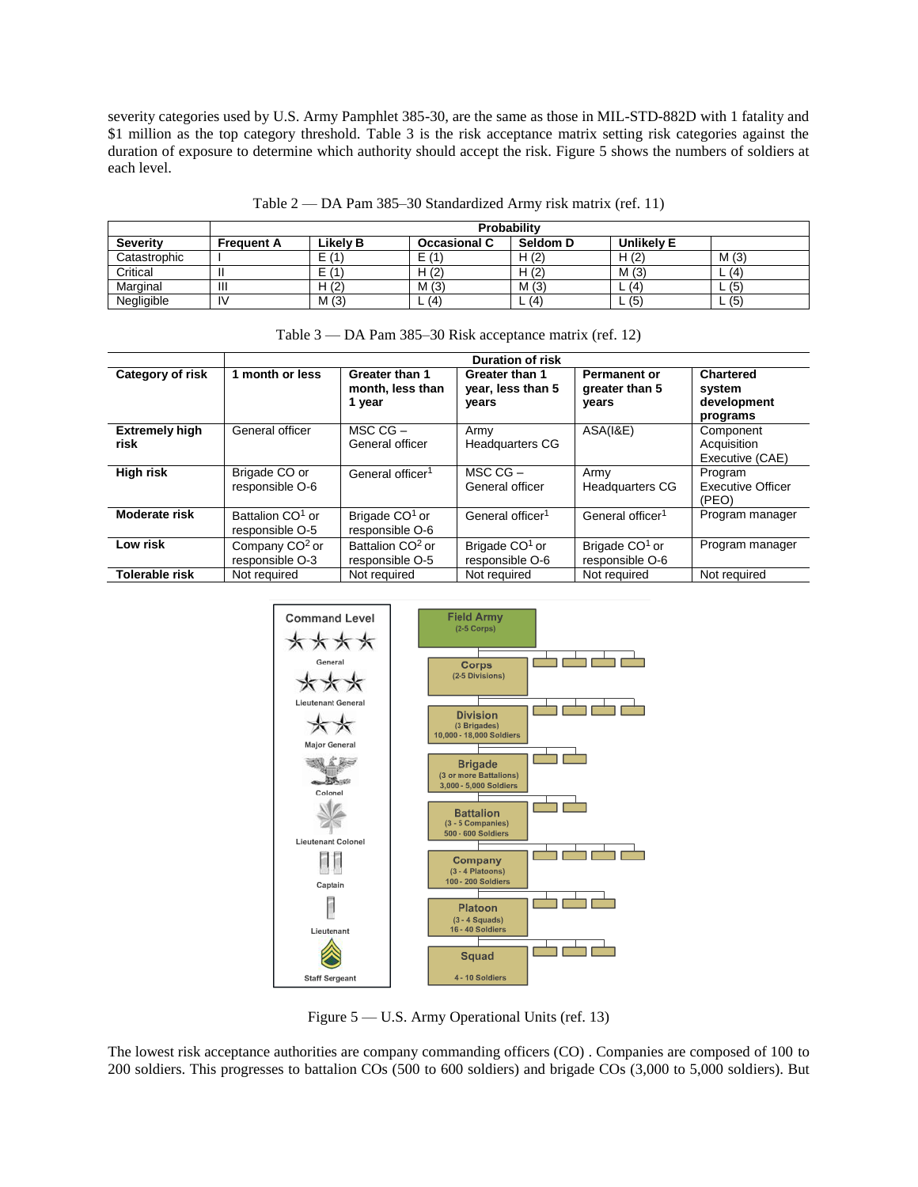severity categories used by U.S. Army Pamphlet 385-30, are the same as those in MIL-STD-882D with 1 fatality and $1 million as the top category threshold. Table 3 is the risk acceptance matrix setting risk categories against the duration of exposure to determine which authority should accept the risk. Figure 5 shows the numbers of soldiers at each level.

Table 2 — DA Pam 385–30 Standardized Army risk matrix (ref. 11)

| | Probability | | | | | |
|---|---|---|---|---|---|---|
| **Severity** | **Frequent A** | **Likely B** | **Occasional C** | **Seldom D** | **Unlikely E** | |
| Catastrophic | I | E (1) | E (1) | H (2) | H (2) | M (3) |
| Critical | II | E (1) | H (2) | H (2) | M (3) | L (4) |
| Marginal | III | H (2) | M (3) | M (3) | L (4) | L (5) |
| Negligible | IV | M (3) | L (4) | L (4) | L (5) | L (5) |

Table 3 — DA Pam 385–30 Risk acceptance matrix (ref. 12)

| | Duration of risk | | | | |
|---|---|---|---|---|---|
| **Category of risk** | **1 month or less** | **Greater than 1 month, less than 1 year** | **Greater than 1 year, less than 5 years** | **Permanent or greater than 5 years** | **Chartered system development programs** |
| **Extremely high risk** | General officer | MSC CG – General officer | Army Headquarters CG | ASA(I&E) | Component Acquisition Executive (CAE) |
| **High risk** | Brigade CO or responsible O-6 | General officer[1] | MSC CG – General officer | Army Headquarters CG | Program Executive Officer (PEO) |
| **Moderate risk** | Battalion CO[1] or responsible O-5 | Brigade CO[1] or responsible O-6 | General officer[1] | General officer[1] | Program manager |
| **Low risk** | Company CO[2] or responsible O-3 | Battalion CO[2] or responsible O-5 | Brigade CO[1] or responsible O-6 | Brigade CO[1] or responsible O-6 | Program manager |
| **Tolerable risk** | Not required | Not required | Not required | Not required | Not required |

Figure 5 — U.S. Army Operational Units (ref. 13)

The lowest risk acceptance authorities are company commanding officers (CO) . Companies are composed of 100 to 200 soldiers. This progresses to battalion COs (500 to 600 soldiers) and brigade COs (3,000 to 5,000 soldiers). But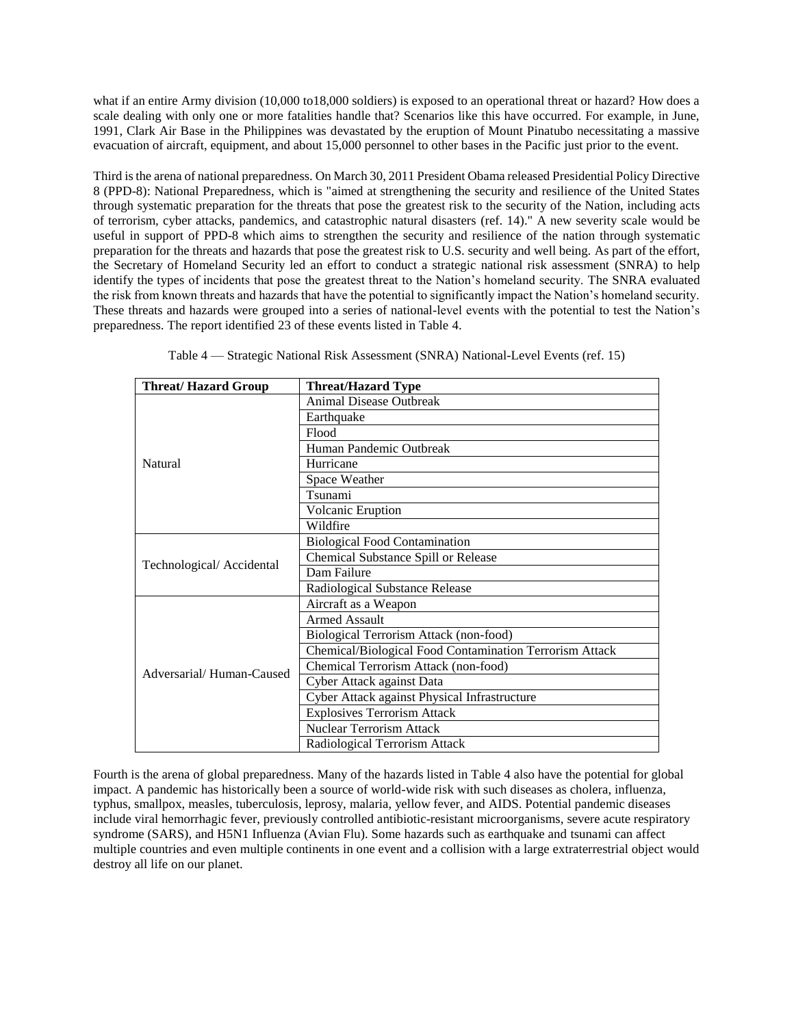what if an entire Army division (10,000 to18,000 soldiers) is exposed to an operational threat or hazard? How does a scale dealing with only one or more fatalities handle that? Scenarios like this have occurred. For example, in June, 1991, Clark Air Base in the Philippines was devastated by the eruption of Mount Pinatubo necessitating a massive evacuation of aircraft, equipment, and about 15,000 personnel to other bases in the Pacific just prior to the event.

Third is the arena of national preparedness. On March 30, 2011 President Obama released Presidential Policy Directive 8 (PPD-8): National Preparedness, which is "aimed at strengthening the security and resilience of the United States through systematic preparation for the threats that pose the greatest risk to the security of the Nation, including acts of terrorism, cyber attacks, pandemics, and catastrophic natural disasters (ref. 14)." A new severity scale would be useful in support of PPD-8 which aims to strengthen the security and resilience of the nation through systematic preparation for the threats and hazards that pose the greatest risk to U.S. security and well being. As part of the effort, the Secretary of Homeland Security led an effort to conduct a strategic national risk assessment (SNRA) to help identify the types of incidents that pose the greatest threat to the Nation's homeland security. The SNRA evaluated the risk from known threats and hazards that have the potential to significantly impact the Nation's homeland security. These threats and hazards were grouped into a series of national-level events with the potential to test the Nation's preparedness. The report identified 23 of these events listed in Table 4.

Table 4 — Strategic National Risk Assessment (SNRA) National-Level Events (ref. 15)

| Threat/ Hazard Group | Threat/Hazard Type |
|---|---|
| Natural | Animal Disease Outbreak |
| | Earthquake |
| | Flood |
| | Human Pandemic Outbreak |
| | Hurricane |
| | Space Weather |
| | Tsunami |
| | Volcanic Eruption |
| | Wildfire |
| Technological/ Accidental | Biological Food Contamination |
| | Chemical Substance Spill or Release |
| | Dam Failure |
| | Radiological Substance Release |
| Adversarial/ Human-Caused | Aircraft as a Weapon |
| | Armed Assault |
| | Biological Terrorism Attack (non-food) |
| | Chemical/Biological Food Contamination Terrorism Attack |
| | Chemical Terrorism Attack (non-food) |
| | Cyber Attack against Data |
| | Cyber Attack against Physical Infrastructure |
| | Explosives Terrorism Attack |
| | Nuclear Terrorism Attack |
| | Radiological Terrorism Attack |

Fourth is the arena of global preparedness. Many of the hazards listed in Table 4 also have the potential for global impact. A pandemic has historically been a source of world-wide risk with such diseases as cholera, influenza, typhus, smallpox, measles, tuberculosis, leprosy, malaria, yellow fever, and AIDS. Potential pandemic diseases include viral hemorrhagic fever, previously controlled antibiotic-resistant microorganisms, severe acute respiratory syndrome (SARS), and H5N1 Influenza (Avian Flu). Some hazards such as earthquake and tsunami can affect multiple countries and even multiple continents in one event and a collision with a large extraterrestrial object would destroy all life on our planet.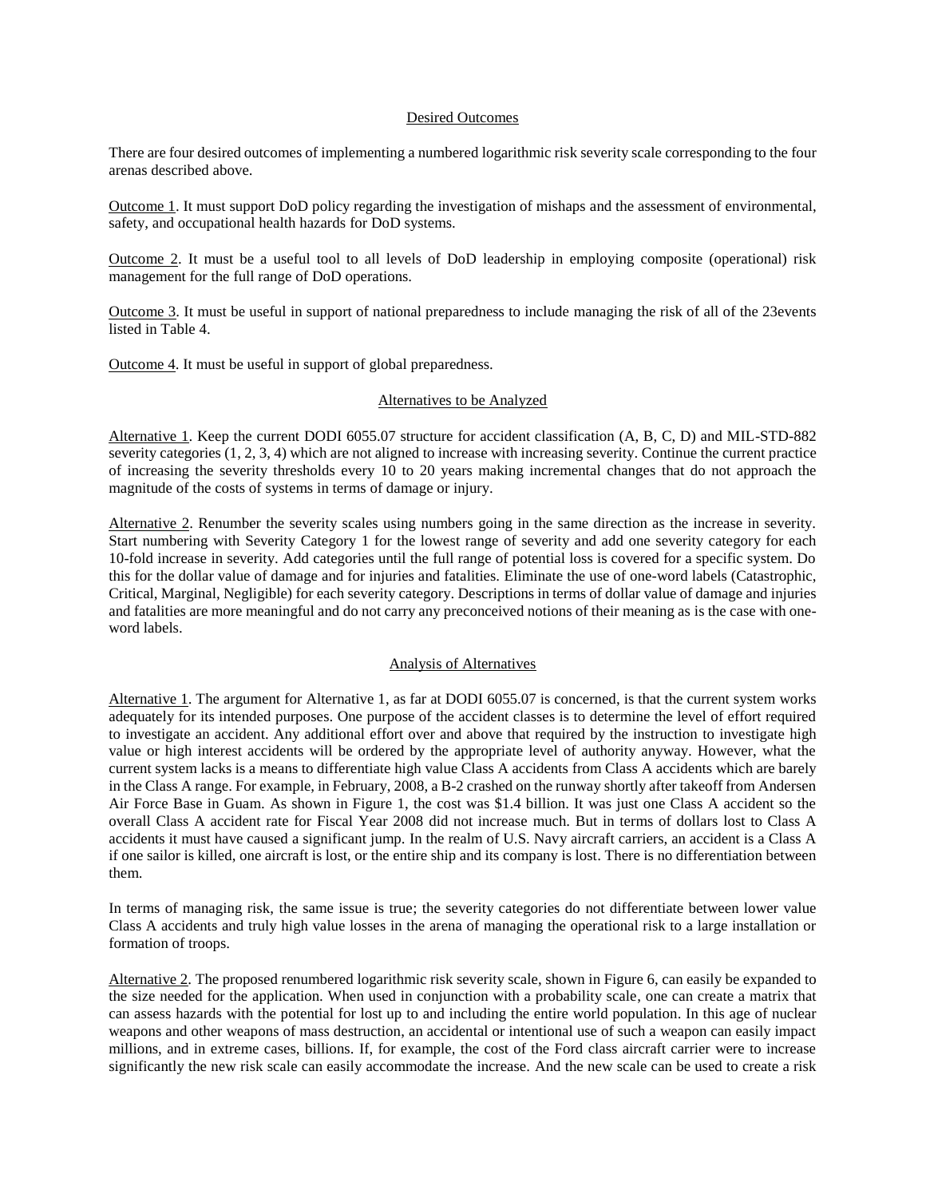## Desired Outcomes

There are four desired outcomes of implementing a numbered logarithmic risk severity scale corresponding to the four arenas described above.

Outcome 1. It must support DoD policy regarding the investigation of mishaps and the assessment of environmental, safety, and occupational health hazards for DoD systems.

Outcome 2. It must be a useful tool to all levels of DoD leadership in employing composite (operational) risk management for the full range of DoD operations.

Outcome 3. It must be useful in support of national preparedness to include managing the risk of all of the 23events listed in Table 4.

Outcome 4. It must be useful in support of global preparedness.

## Alternatives to be Analyzed

Alternative 1. Keep the current DODI 6055.07 structure for accident classification (A, B, C, D) and MIL-STD-882 severity categories (1, 2, 3, 4) which are not aligned to increase with increasing severity. Continue the current practice of increasing the severity thresholds every 10 to 20 years making incremental changes that do not approach the magnitude of the costs of systems in terms of damage or injury.

Alternative 2. Renumber the severity scales using numbers going in the same direction as the increase in severity. Start numbering with Severity Category 1 for the lowest range of severity and add one severity category for each 10-fold increase in severity. Add categories until the full range of potential loss is covered for a specific system. Do this for the dollar value of damage and for injuries and fatalities. Eliminate the use of one-word labels (Catastrophic, Critical, Marginal, Negligible) for each severity category. Descriptions in terms of dollar value of damage and injuries and fatalities are more meaningful and do not carry any preconceived notions of their meaning as is the case with one-word labels.

## Analysis of Alternatives

Alternative 1. The argument for Alternative 1, as far at DODI 6055.07 is concerned, is that the current system works adequately for its intended purposes. One purpose of the accident classes is to determine the level of effort required to investigate an accident. Any additional effort over and above that required by the instruction to investigate high value or high interest accidents will be ordered by the appropriate level of authority anyway. However, what the current system lacks is a means to differentiate high value Class A accidents from Class A accidents which are barely in the Class A range. For example, in February, 2008, a B-2 crashed on the runway shortly after takeoff from Andersen Air Force Base in Guam. As shown in Figure 1, the cost was \$1.4 billion. It was just one Class A accident so the overall Class A accident rate for Fiscal Year 2008 did not increase much. But in terms of dollars lost to Class A accidents it must have caused a significant jump. In the realm of U.S. Navy aircraft carriers, an accident is a Class A if one sailor is killed, one aircraft is lost, or the entire ship and its company is lost. There is no differentiation between them.

In terms of managing risk, the same issue is true; the severity categories do not differentiate between lower value Class A accidents and truly high value losses in the arena of managing the operational risk to a large installation or formation of troops.

Alternative 2. The proposed renumbered logarithmic risk severity scale, shown in Figure 6, can easily be expanded to the size needed for the application. When used in conjunction with a probability scale, one can create a matrix that can assess hazards with the potential for lost up to and including the entire world population. In this age of nuclear weapons and other weapons of mass destruction, an accidental or intentional use of such a weapon can easily impact millions, and in extreme cases, billions. If, for example, the cost of the Ford class aircraft carrier were to increase significantly the new risk scale can easily accommodate the increase. And the new scale can be used to create a risk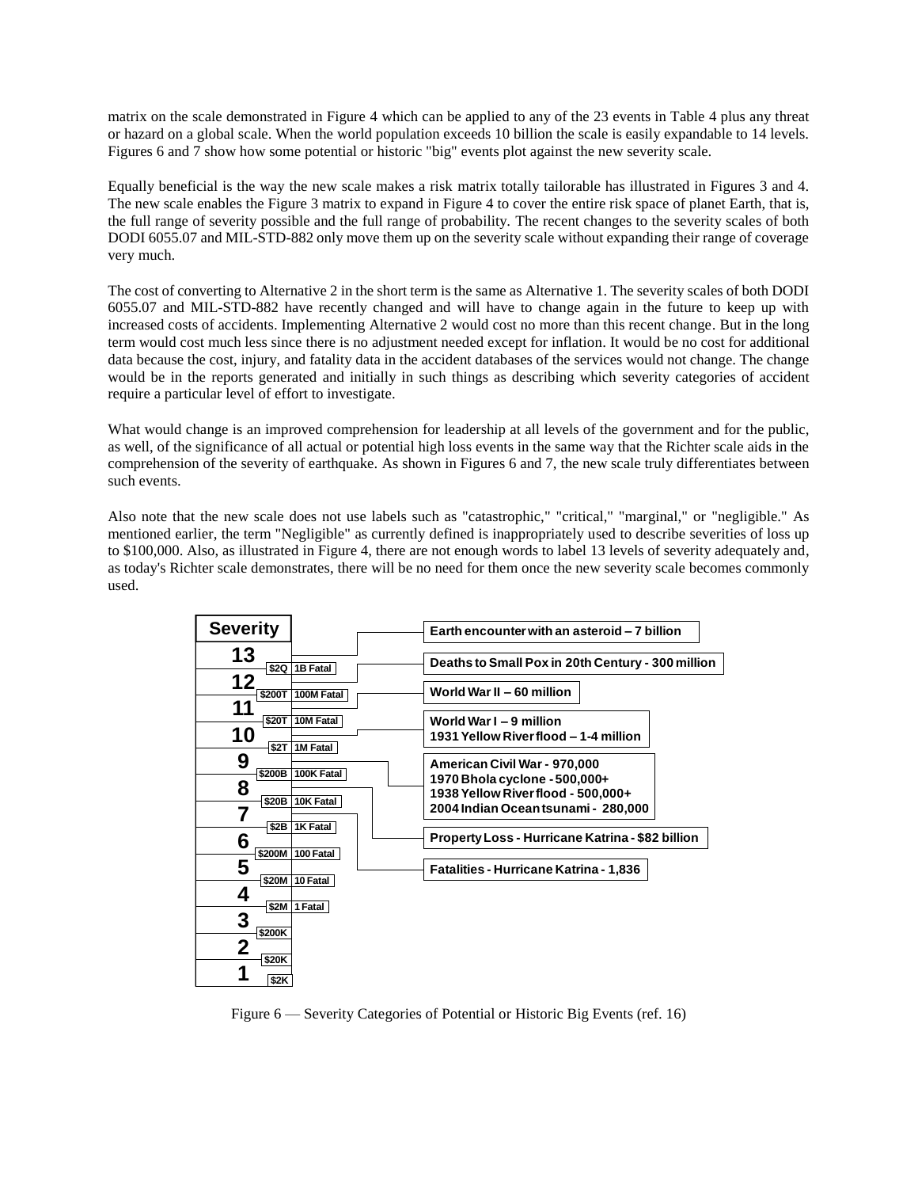matrix on the scale demonstrated in Figure 4 which can be applied to any of the 23 events in Table 4 plus any threat or hazard on a global scale. When the world population exceeds 10 billion the scale is easily expandable to 14 levels. Figures 6 and 7 show how some potential or historic "big" events plot against the new severity scale.

Equally beneficial is the way the new scale makes a risk matrix totally tailorable has illustrated in Figures 3 and 4. The new scale enables the Figure 3 matrix to expand in Figure 4 to cover the entire risk space of planet Earth, that is, the full range of severity possible and the full range of probability. The recent changes to the severity scales of both DODI 6055.07 and MIL-STD-882 only move them up on the severity scale without expanding their range of coverage very much.

The cost of converting to Alternative 2 in the short term is the same as Alternative 1. The severity scales of both DODI 6055.07 and MIL-STD-882 have recently changed and will have to change again in the future to keep up with increased costs of accidents. Implementing Alternative 2 would cost no more than this recent change. But in the long term would cost much less since there is no adjustment needed except for inflation. It would be no cost for additional data because the cost, injury, and fatality data in the accident databases of the services would not change. The change would be in the reports generated and initially in such things as describing which severity categories of accident require a particular level of effort to investigate.

What would change is an improved comprehension for leadership at all levels of the government and for the public, as well, of the significance of all actual or potential high loss events in the same way that the Richter scale aids in the comprehension of the severity of earthquake. As shown in Figures 6 and 7, the new scale truly differentiates between such events.

Also note that the new scale does not use labels such as "catastrophic," "critical," "marginal," or "negligible." As mentioned earlier, the term "Negligible" as currently defined is inappropriately used to describe severities of loss up to $100,000. Also, as illustrated in Figure 4, there are not enough words to label 13 levels of severity adequately and, as today's Richter scale demonstrates, there will be no need for them once the new severity scale becomes commonly used.

| Severity | Threshold | Fatal | Events |
|---|---|---|---|
| 13 | | | Earth encounter with an asteroid – 7 billion |
| | $2Q | 1B Fatal | |
| 12 | | | Deaths to Small Pox in 20th Century - 300 million |
| | $200T | 100M Fatal | |
| 11 | | | World War II – 60 million |
| | $20T | 10M Fatal | |
| 10 | | | World War I – 9 million; 1931 Yellow River flood – 1-4 million |
| | $2T | 1M Fatal | |
| 9 | | | American Civil War - 970,000; 1970 Bhola cyclone - 500,000+; 1938 Yellow River flood - 500,000+; 2004 Indian Ocean tsunami - 280,000 |
| | $200B | 100K Fatal | |
| 8 | | | Property Loss - Hurricane Katrina - $82 billion |
| | $20B | 10K Fatal | |
| 7 | | | Fatalities - Hurricane Katrina - 1,836 |
| | $2B | 1K Fatal | |
| 6 | | | |
| | $200M | 100 Fatal | |
| 5 | | | |
| | $20M | 10 Fatal | |
| 4 | | | |
| | $2M | 1 Fatal | |
| 3 | | | |
| | $200K | | |
| 2 | | | |
| | $20K | | |
| 1 | | | |
| | $2K | | |

Figure 6 — Severity Categories of Potential or Historic Big Events (ref. 16)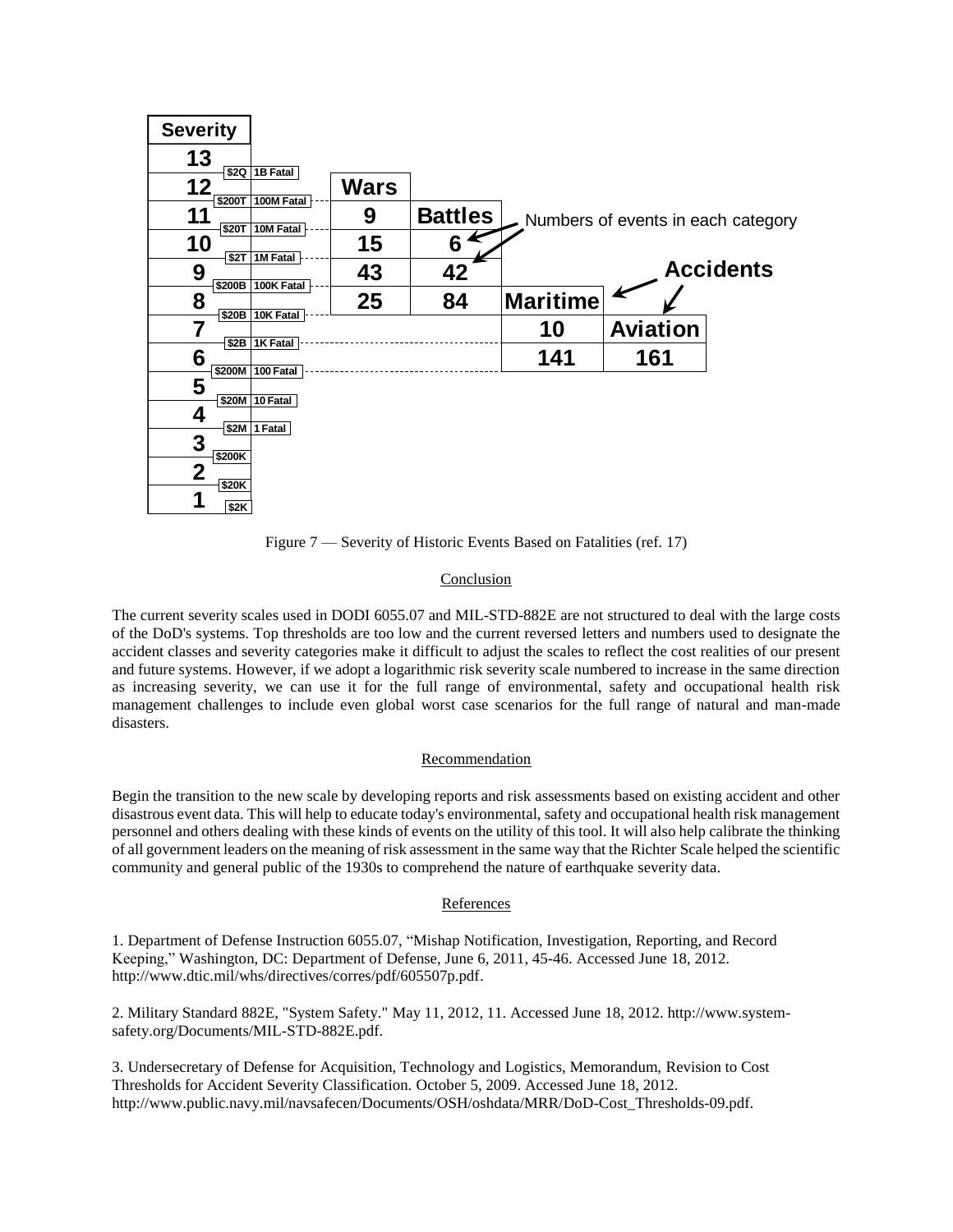| Severity | Cost | Fatalities | Wars | Battles | Maritime | Aviation |
|---|---|---|---|---|---|---|
| 13 | $2Q | 1B Fatal | | | | |
| 12 | $200T | 100M Fatal | | | | |
| 11 | $20T | 10M Fatal | 9 | | | |
| 10 | $2T | 1M Fatal | 15 | 6 | | |
| 9 | $200B | 100K Fatal | 43 | 42 | | |
| 8 | $20B | 10K Fatal | 25 | 84 | | |
| 7 | $2B | 1K Fatal | | | 10 | |
| 6 | $200M | 100 Fatal | | | 141 | 161 |
| 5 | $20M | 10 Fatal | | | | |
| 4 | $2M | 1 Fatal | | | | |
| 3 | $200K | | | | | |
| 2 | $20K | | | | | |
| 1 | $2K | | | | | |

Numbers of events in each category

Accidents: Maritime, Aviation

Figure 7 — Severity of Historic Events Based on Fatalities (ref. 17)

## Conclusion

The current severity scales used in DODI 6055.07 and MIL-STD-882E are not structured to deal with the large costs of the DoD's systems. Top thresholds are too low and the current reversed letters and numbers used to designate the accident classes and severity categories make it difficult to adjust the scales to reflect the cost realities of our present and future systems. However, if we adopt a logarithmic risk severity scale numbered to increase in the same direction as increasing severity, we can use it for the full range of environmental, safety and occupational health risk management challenges to include even global worst case scenarios for the full range of natural and man-made disasters.

## Recommendation

Begin the transition to the new scale by developing reports and risk assessments based on existing accident and other disastrous event data. This will help to educate today's environmental, safety and occupational health risk management personnel and others dealing with these kinds of events on the utility of this tool. It will also help calibrate the thinking of all government leaders on the meaning of risk assessment in the same way that the Richter Scale helped the scientific community and general public of the 1930s to comprehend the nature of earthquake severity data.

## References

1. Department of Defense Instruction 6055.07, "Mishap Notification, Investigation, Reporting, and Record Keeping," Washington, DC: Department of Defense, June 6, 2011, 45-46. Accessed June 18, 2012. http://www.dtic.mil/whs/directives/corres/pdf/605507p.pdf.

2. Military Standard 882E, "System Safety." May 11, 2012, 11. Accessed June 18, 2012. http://www.system-safety.org/Documents/MIL-STD-882E.pdf.

3. Undersecretary of Defense for Acquisition, Technology and Logistics, Memorandum, Revision to Cost Thresholds for Accident Severity Classification. October 5, 2009. Accessed June 18, 2012. http://www.public.navy.mil/navsafecen/Documents/OSH/oshdata/MRR/DoD-Cost_Thresholds-09.pdf.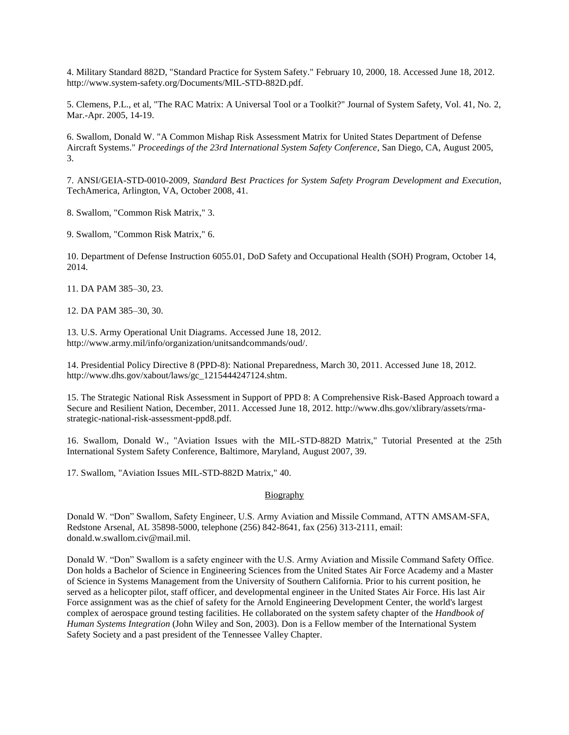4. Military Standard 882D, "Standard Practice for System Safety." February 10, 2000, 18. Accessed June 18, 2012. http://www.system-safety.org/Documents/MIL-STD-882D.pdf.

5. Clemens, P.L., et al, "The RAC Matrix: A Universal Tool or a Toolkit?" Journal of System Safety, Vol. 41, No. 2, Mar.-Apr. 2005, 14-19.

6. Swallom, Donald W. "A Common Mishap Risk Assessment Matrix for United States Department of Defense Aircraft Systems." *Proceedings of the 23rd International System Safety Conference*, San Diego, CA, August 2005, 3.

7. ANSI/GEIA-STD-0010-2009, *Standard Best Practices for System Safety Program Development and Execution,* TechAmerica, Arlington, VA, October 2008, 41.

8. Swallom, "Common Risk Matrix," 3.

9. Swallom, "Common Risk Matrix," 6.

10. Department of Defense Instruction 6055.01, DoD Safety and Occupational Health (SOH) Program, October 14, 2014.

11. DA PAM 385–30, 23.

12. DA PAM 385–30, 30.

13. U.S. Army Operational Unit Diagrams. Accessed June 18, 2012. http://www.army.mil/info/organization/unitsandcommands/oud/.

14. Presidential Policy Directive 8 (PPD-8): National Preparedness, March 30, 2011. Accessed June 18, 2012. http://www.dhs.gov/xabout/laws/gc_1215444247124.shtm.

15. The Strategic National Risk Assessment in Support of PPD 8: A Comprehensive Risk-Based Approach toward a Secure and Resilient Nation, December, 2011. Accessed June 18, 2012. http://www.dhs.gov/xlibrary/assets/rma-strategic-national-risk-assessment-ppd8.pdf.

16. Swallom, Donald W., "Aviation Issues with the MIL-STD-882D Matrix," Tutorial Presented at the 25th International System Safety Conference, Baltimore, Maryland, August 2007, 39.

17. Swallom, "Aviation Issues MIL-STD-882D Matrix," 40.

## Biography

Donald W. "Don" Swallom, Safety Engineer, U.S. Army Aviation and Missile Command, ATTN AMSAM-SFA, Redstone Arsenal, AL 35898-5000, telephone (256) 842-8641, fax (256) 313-2111, email: donald.w.swallom.civ@mail.mil.

Donald W. "Don" Swallom is a safety engineer with the U.S. Army Aviation and Missile Command Safety Office. Don holds a Bachelor of Science in Engineering Sciences from the United States Air Force Academy and a Master of Science in Systems Management from the University of Southern California. Prior to his current position, he served as a helicopter pilot, staff officer, and developmental engineer in the United States Air Force. His last Air Force assignment was as the chief of safety for the Arnold Engineering Development Center, the world's largest complex of aerospace ground testing facilities. He collaborated on the system safety chapter of the *Handbook of Human Systems Integration* (John Wiley and Son, 2003). Don is a Fellow member of the International System Safety Society and a past president of the Tennessee Valley Chapter.